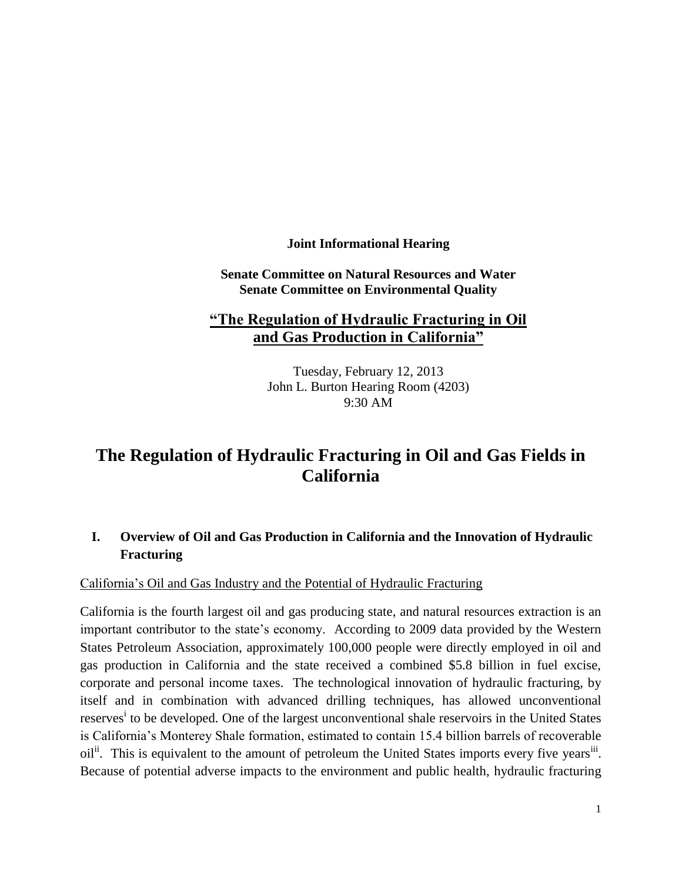**Joint Informational Hearing**

**Senate Committee on Natural Resources and Water**
**Senate Committee on Environmental Quality**

**"The Regulation of Hydraulic Fracturing in Oil and Gas Production in California"**

Tuesday, February 12, 2013
John L. Burton Hearing Room (4203)
9:30 AM

# The Regulation of Hydraulic Fracturing in Oil and Gas Fields in California

## I. Overview of Oil and Gas Production in California and the Innovation of Hydraulic Fracturing

California's Oil and Gas Industry and the Potential of Hydraulic Fracturing

California is the fourth largest oil and gas producing state, and natural resources extraction is an important contributor to the state's economy. According to 2009 data provided by the Western States Petroleum Association, approximately 100,000 people were directly employed in oil and gas production in California and the state received a combined $5.8 billion in fuel excise, corporate and personal income taxes. The technological innovation of hydraulic fracturing, by itself and in combination with advanced drilling techniques, has allowed unconventional reserves[i] to be developed. One of the largest unconventional shale reservoirs in the United States is California's Monterey Shale formation, estimated to contain 15.4 billion barrels of recoverable oil[ii]. This is equivalent to the amount of petroleum the United States imports every five years[iii]. Because of potential adverse impacts to the environment and public health, hydraulic fracturing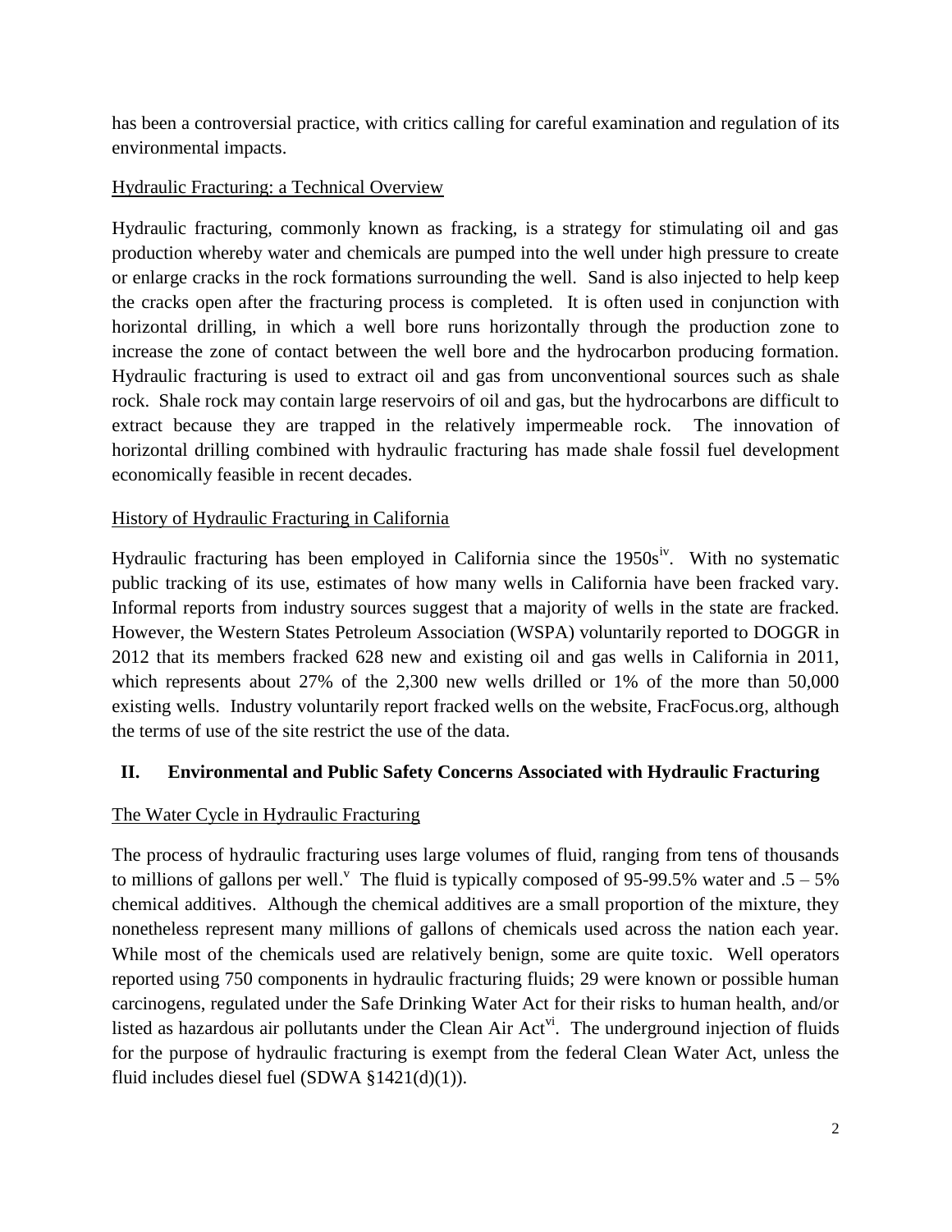has been a controversial practice, with critics calling for careful examination and regulation of its environmental impacts.

Hydraulic Fracturing: a Technical Overview

Hydraulic fracturing, commonly known as fracking, is a strategy for stimulating oil and gas production whereby water and chemicals are pumped into the well under high pressure to create or enlarge cracks in the rock formations surrounding the well. Sand is also injected to help keep the cracks open after the fracturing process is completed. It is often used in conjunction with horizontal drilling, in which a well bore runs horizontally through the production zone to increase the zone of contact between the well bore and the hydrocarbon producing formation. Hydraulic fracturing is used to extract oil and gas from unconventional sources such as shale rock. Shale rock may contain large reservoirs of oil and gas, but the hydrocarbons are difficult to extract because they are trapped in the relatively impermeable rock. The innovation of horizontal drilling combined with hydraulic fracturing has made shale fossil fuel development economically feasible in recent decades.

History of Hydraulic Fracturing in California

Hydraulic fracturing has been employed in California since the 1950s[iv]. With no systematic public tracking of its use, estimates of how many wells in California have been fracked vary. Informal reports from industry sources suggest that a majority of wells in the state are fracked. However, the Western States Petroleum Association (WSPA) voluntarily reported to DOGGR in 2012 that its members fracked 628 new and existing oil and gas wells in California in 2011, which represents about 27% of the 2,300 new wells drilled or 1% of the more than 50,000 existing wells. Industry voluntarily report fracked wells on the website, FracFocus.org, although the terms of use of the site restrict the use of the data.

## II. Environmental and Public Safety Concerns Associated with Hydraulic Fracturing

The Water Cycle in Hydraulic Fracturing

The process of hydraulic fracturing uses large volumes of fluid, ranging from tens of thousands to millions of gallons per well.[v] The fluid is typically composed of 95-99.5% water and .5 – 5% chemical additives. Although the chemical additives are a small proportion of the mixture, they nonetheless represent many millions of gallons of chemicals used across the nation each year. While most of the chemicals used are relatively benign, some are quite toxic. Well operators reported using 750 components in hydraulic fracturing fluids; 29 were known or possible human carcinogens, regulated under the Safe Drinking Water Act for their risks to human health, and/or listed as hazardous air pollutants under the Clean Air Act[vi]. The underground injection of fluids for the purpose of hydraulic fracturing is exempt from the federal Clean Water Act, unless the fluid includes diesel fuel (SDWA §1421(d)(1)).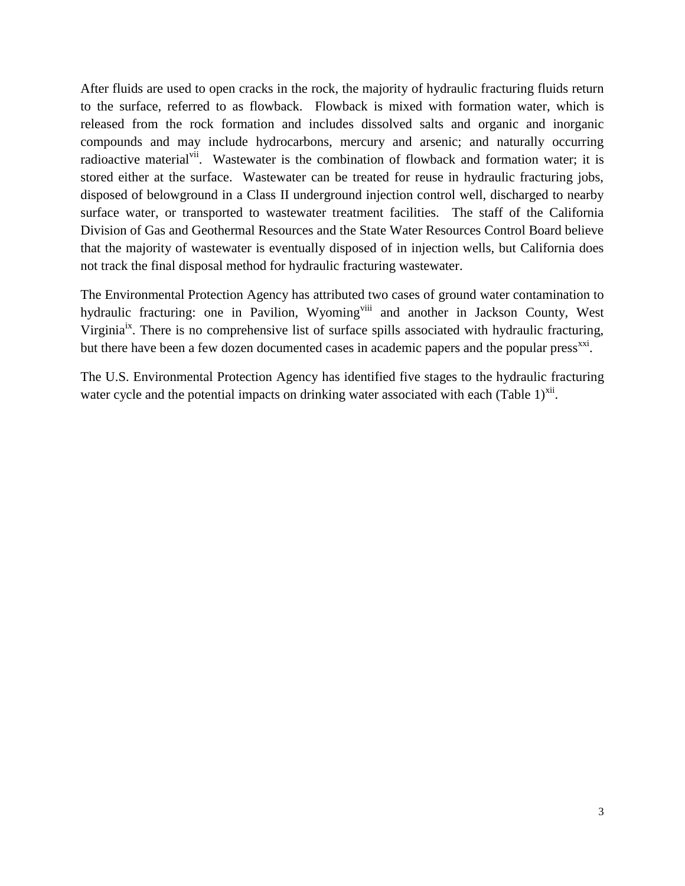After fluids are used to open cracks in the rock, the majority of hydraulic fracturing fluids return to the surface, referred to as flowback. Flowback is mixed with formation water, which is released from the rock formation and includes dissolved salts and organic and inorganic compounds and may include hydrocarbons, mercury and arsenic; and naturally occurring radioactive material[vii]. Wastewater is the combination of flowback and formation water; it is stored either at the surface. Wastewater can be treated for reuse in hydraulic fracturing jobs, disposed of belowground in a Class II underground injection control well, discharged to nearby surface water, or transported to wastewater treatment facilities. The staff of the California Division of Gas and Geothermal Resources and the State Water Resources Control Board believe that the majority of wastewater is eventually disposed of in injection wells, but California does not track the final disposal method for hydraulic fracturing wastewater.

The Environmental Protection Agency has attributed two cases of ground water contamination to hydraulic fracturing: one in Pavilion, Wyoming[viii] and another in Jackson County, West Virginia[ix]. There is no comprehensive list of surface spills associated with hydraulic fracturing, but there have been a few dozen documented cases in academic papers and the popular press[xxi].

The U.S. Environmental Protection Agency has identified five stages to the hydraulic fracturing water cycle and the potential impacts on drinking water associated with each (Table 1)[xii].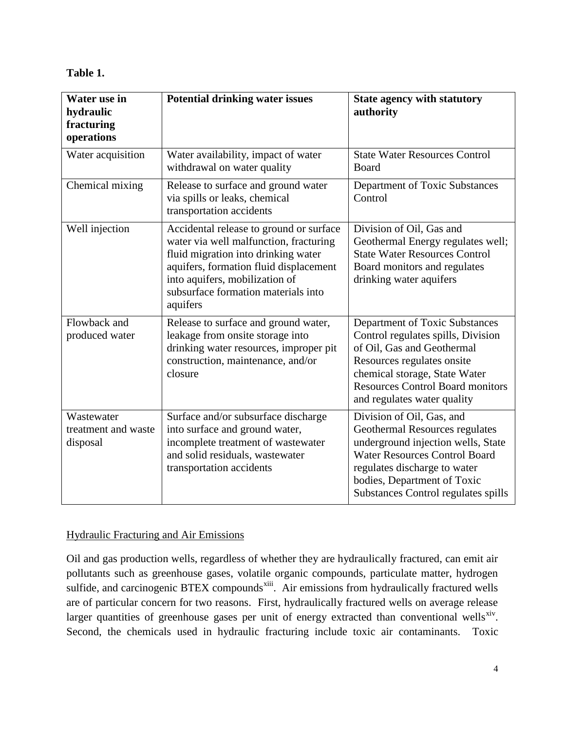**Table 1.**

| Water use in hydraulic fracturing operations | Potential drinking water issues | State agency with statutory authority |
|---|---|---|
| Water acquisition | Water availability, impact of water withdrawal on water quality | State Water Resources Control Board |
| Chemical mixing | Release to surface and ground water via spills or leaks, chemical transportation accidents | Department of Toxic Substances Control |
| Well injection | Accidental release to ground or surface water via well malfunction, fracturing fluid migration into drinking water aquifers, formation fluid displacement into aquifers, mobilization of subsurface formation materials into aquifers | Division of Oil, Gas and Geothermal Energy regulates well; State Water Resources Control Board monitors and regulates drinking water aquifers |
| Flowback and produced water | Release to surface and ground water, leakage from onsite storage into drinking water resources, improper pit construction, maintenance, and/or closure | Department of Toxic Substances Control regulates spills, Division of Oil, Gas and Geothermal Resources regulates onsite chemical storage, State Water Resources Control Board monitors and regulates water quality |
| Wastewater treatment and waste disposal | Surface and/or subsurface discharge into surface and ground water, incomplete treatment of wastewater and solid residuals, wastewater transportation accidents | Division of Oil, Gas, and Geothermal Resources regulates underground injection wells, State Water Resources Control Board regulates discharge to water bodies, Department of Toxic Substances Control regulates spills |

<u>Hydraulic Fracturing and Air Emissions</u>

Oil and gas production wells, regardless of whether they are hydraulically fractured, can emit air pollutants such as greenhouse gases, volatile organic compounds, particulate matter, hydrogen sulfide, and carcinogenic BTEX compounds[xiii]. Air emissions from hydraulically fractured wells are of particular concern for two reasons. First, hydraulically fractured wells on average release larger quantities of greenhouse gases per unit of energy extracted than conventional wells[xiv]. Second, the chemicals used in hydraulic fracturing include toxic air contaminants. Toxic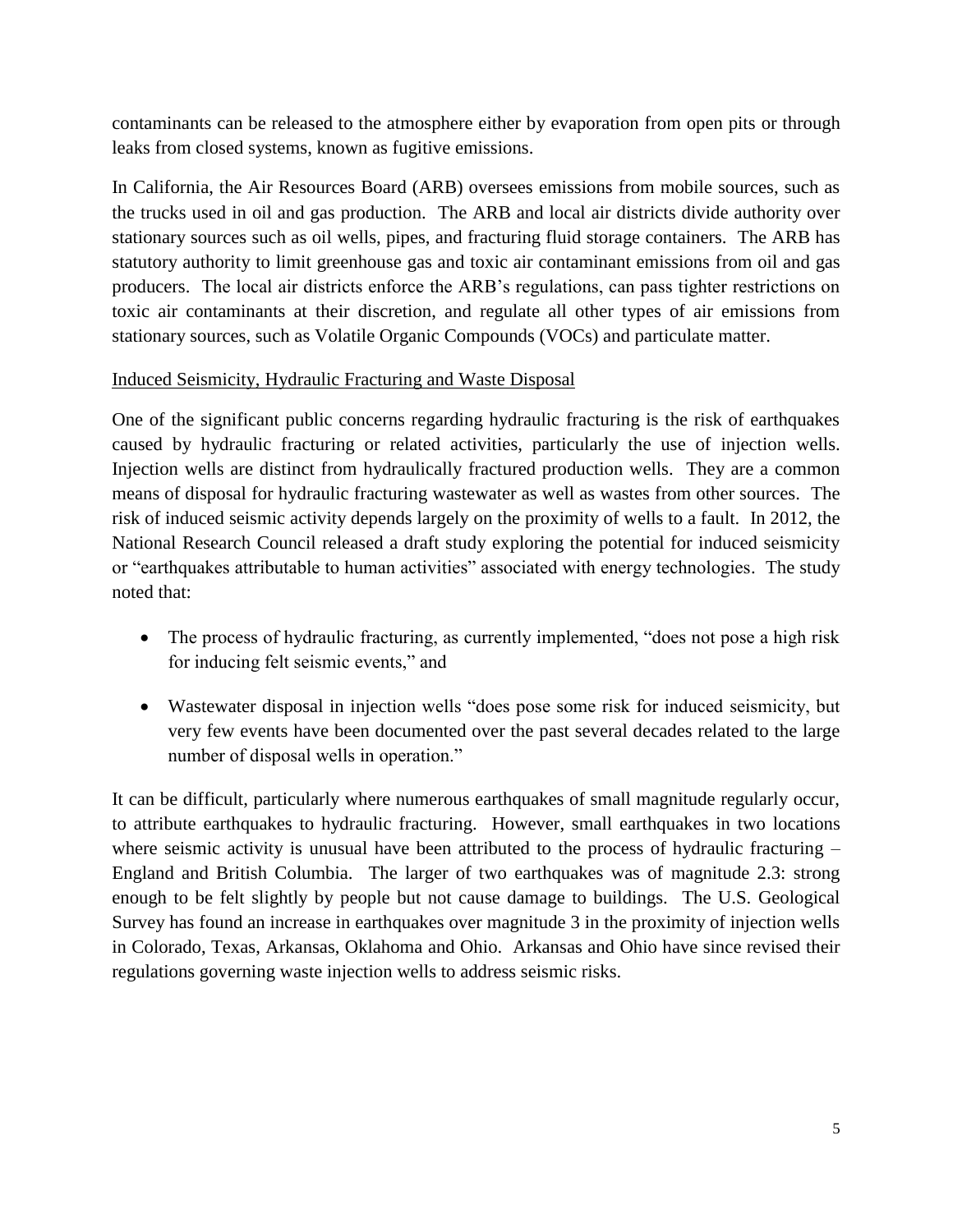contaminants can be released to the atmosphere either by evaporation from open pits or through leaks from closed systems, known as fugitive emissions.

In California, the Air Resources Board (ARB) oversees emissions from mobile sources, such as the trucks used in oil and gas production. The ARB and local air districts divide authority over stationary sources such as oil wells, pipes, and fracturing fluid storage containers. The ARB has statutory authority to limit greenhouse gas and toxic air contaminant emissions from oil and gas producers. The local air districts enforce the ARB's regulations, can pass tighter restrictions on toxic air contaminants at their discretion, and regulate all other types of air emissions from stationary sources, such as Volatile Organic Compounds (VOCs) and particulate matter.

### Induced Seismicity, Hydraulic Fracturing and Waste Disposal

One of the significant public concerns regarding hydraulic fracturing is the risk of earthquakes caused by hydraulic fracturing or related activities, particularly the use of injection wells. Injection wells are distinct from hydraulically fractured production wells. They are a common means of disposal for hydraulic fracturing wastewater as well as wastes from other sources. The risk of induced seismic activity depends largely on the proximity of wells to a fault. In 2012, the National Research Council released a draft study exploring the potential for induced seismicity or "earthquakes attributable to human activities" associated with energy technologies. The study noted that:

- The process of hydraulic fracturing, as currently implemented, "does not pose a high risk for inducing felt seismic events," and
- Wastewater disposal in injection wells "does pose some risk for induced seismicity, but very few events have been documented over the past several decades related to the large number of disposal wells in operation."

It can be difficult, particularly where numerous earthquakes of small magnitude regularly occur, to attribute earthquakes to hydraulic fracturing. However, small earthquakes in two locations where seismic activity is unusual have been attributed to the process of hydraulic fracturing – England and British Columbia. The larger of two earthquakes was of magnitude 2.3: strong enough to be felt slightly by people but not cause damage to buildings. The U.S. Geological Survey has found an increase in earthquakes over magnitude 3 in the proximity of injection wells in Colorado, Texas, Arkansas, Oklahoma and Ohio. Arkansas and Ohio have since revised their regulations governing waste injection wells to address seismic risks.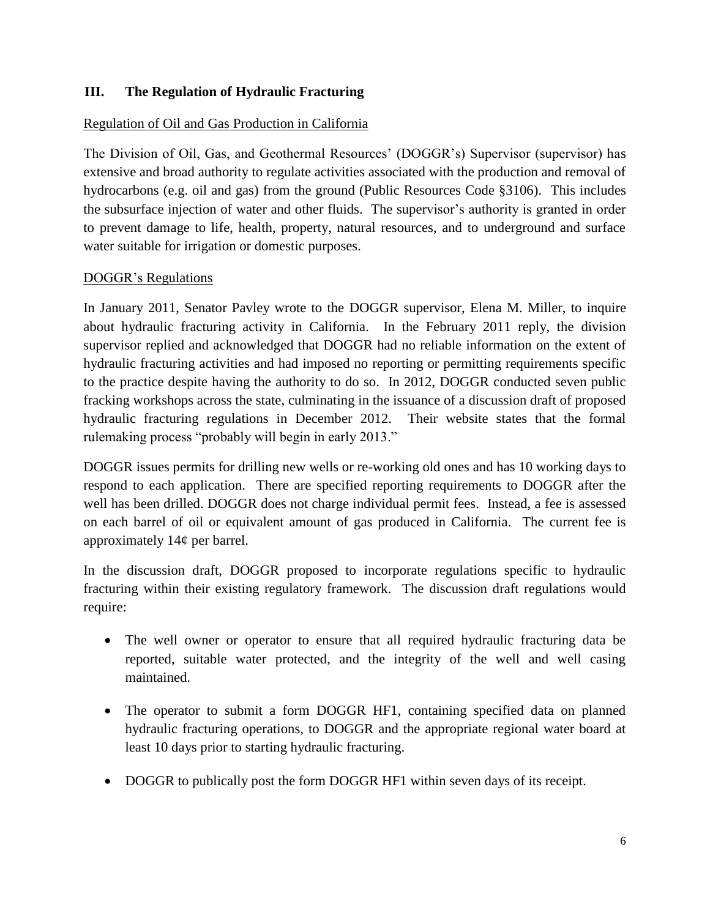## III. The Regulation of Hydraulic Fracturing

Regulation of Oil and Gas Production in California

The Division of Oil, Gas, and Geothermal Resources' (DOGGR's) Supervisor (supervisor) has extensive and broad authority to regulate activities associated with the production and removal of hydrocarbons (e.g. oil and gas) from the ground (Public Resources Code §3106). This includes the subsurface injection of water and other fluids. The supervisor's authority is granted in order to prevent damage to life, health, property, natural resources, and to underground and surface water suitable for irrigation or domestic purposes.

DOGGR's Regulations

In January 2011, Senator Pavley wrote to the DOGGR supervisor, Elena M. Miller, to inquire about hydraulic fracturing activity in California. In the February 2011 reply, the division supervisor replied and acknowledged that DOGGR had no reliable information on the extent of hydraulic fracturing activities and had imposed no reporting or permitting requirements specific to the practice despite having the authority to do so. In 2012, DOGGR conducted seven public fracking workshops across the state, culminating in the issuance of a discussion draft of proposed hydraulic fracturing regulations in December 2012. Their website states that the formal rulemaking process "probably will begin in early 2013."

DOGGR issues permits for drilling new wells or re-working old ones and has 10 working days to respond to each application. There are specified reporting requirements to DOGGR after the well has been drilled. DOGGR does not charge individual permit fees. Instead, a fee is assessed on each barrel of oil or equivalent amount of gas produced in California. The current fee is approximately 14¢ per barrel.

In the discussion draft, DOGGR proposed to incorporate regulations specific to hydraulic fracturing within their existing regulatory framework. The discussion draft regulations would require:

- The well owner or operator to ensure that all required hydraulic fracturing data be reported, suitable water protected, and the integrity of the well and well casing maintained.
- The operator to submit a form DOGGR HF1, containing specified data on planned hydraulic fracturing operations, to DOGGR and the appropriate regional water board at least 10 days prior to starting hydraulic fracturing.
- DOGGR to publically post the form DOGGR HF1 within seven days of its receipt.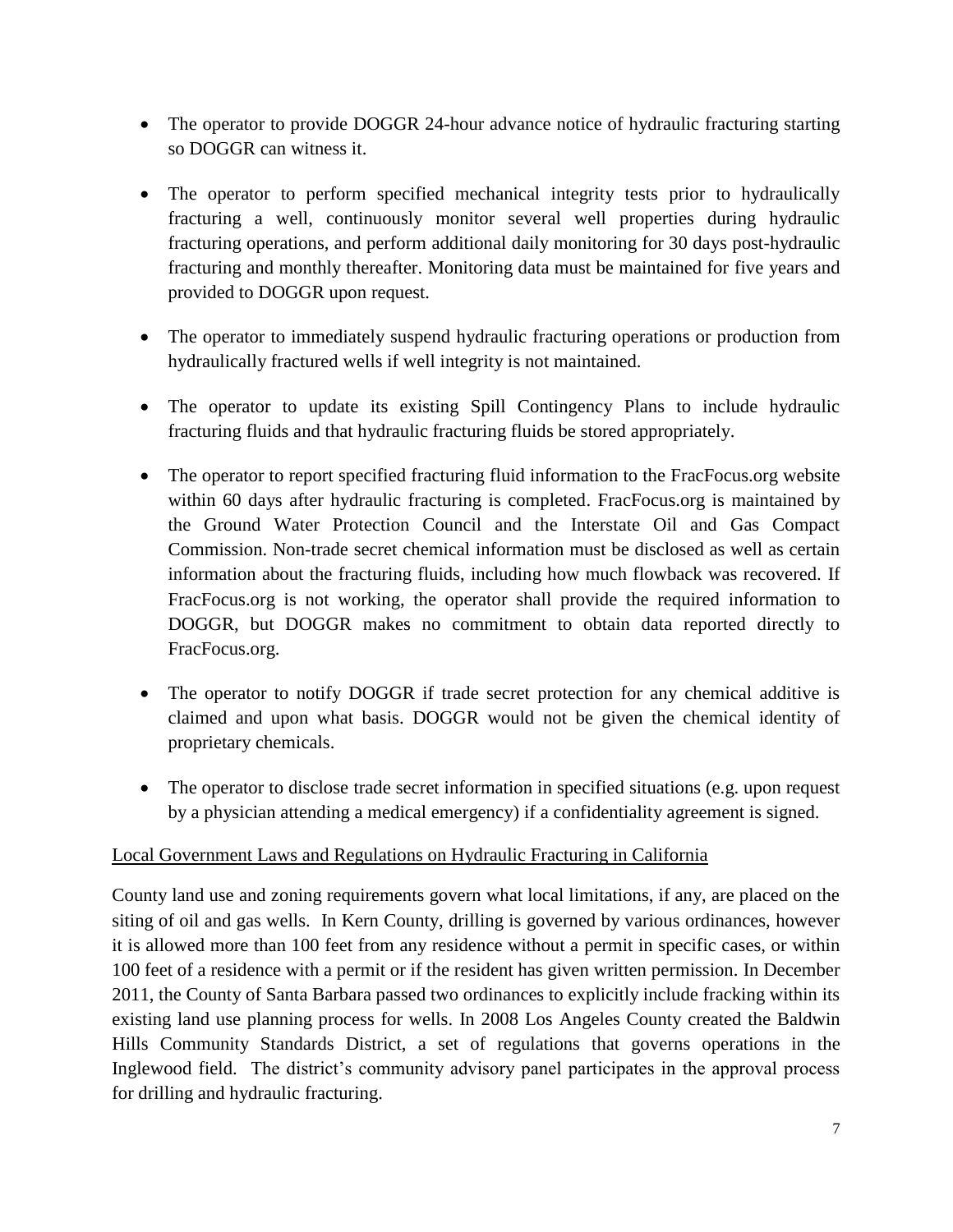- The operator to provide DOGGR 24-hour advance notice of hydraulic fracturing starting so DOGGR can witness it.

- The operator to perform specified mechanical integrity tests prior to hydraulically fracturing a well, continuously monitor several well properties during hydraulic fracturing operations, and perform additional daily monitoring for 30 days post-hydraulic fracturing and monthly thereafter. Monitoring data must be maintained for five years and provided to DOGGR upon request.

- The operator to immediately suspend hydraulic fracturing operations or production from hydraulically fractured wells if well integrity is not maintained.

- The operator to update its existing Spill Contingency Plans to include hydraulic fracturing fluids and that hydraulic fracturing fluids be stored appropriately.

- The operator to report specified fracturing fluid information to the FracFocus.org website within 60 days after hydraulic fracturing is completed. FracFocus.org is maintained by the Ground Water Protection Council and the Interstate Oil and Gas Compact Commission. Non-trade secret chemical information must be disclosed as well as certain information about the fracturing fluids, including how much flowback was recovered. If FracFocus.org is not working, the operator shall provide the required information to DOGGR, but DOGGR makes no commitment to obtain data reported directly to FracFocus.org.

- The operator to notify DOGGR if trade secret protection for any chemical additive is claimed and upon what basis. DOGGR would not be given the chemical identity of proprietary chemicals.

- The operator to disclose trade secret information in specified situations (e.g. upon request by a physician attending a medical emergency) if a confidentiality agreement is signed.

<u>Local Government Laws and Regulations on Hydraulic Fracturing in California</u>

County land use and zoning requirements govern what local limitations, if any, are placed on the siting of oil and gas wells. In Kern County, drilling is governed by various ordinances, however it is allowed more than 100 feet from any residence without a permit in specific cases, or within 100 feet of a residence with a permit or if the resident has given written permission. In December 2011, the County of Santa Barbara passed two ordinances to explicitly include fracking within its existing land use planning process for wells. In 2008 Los Angeles County created the Baldwin Hills Community Standards District, a set of regulations that governs operations in the Inglewood field. The district's community advisory panel participates in the approval process for drilling and hydraulic fracturing.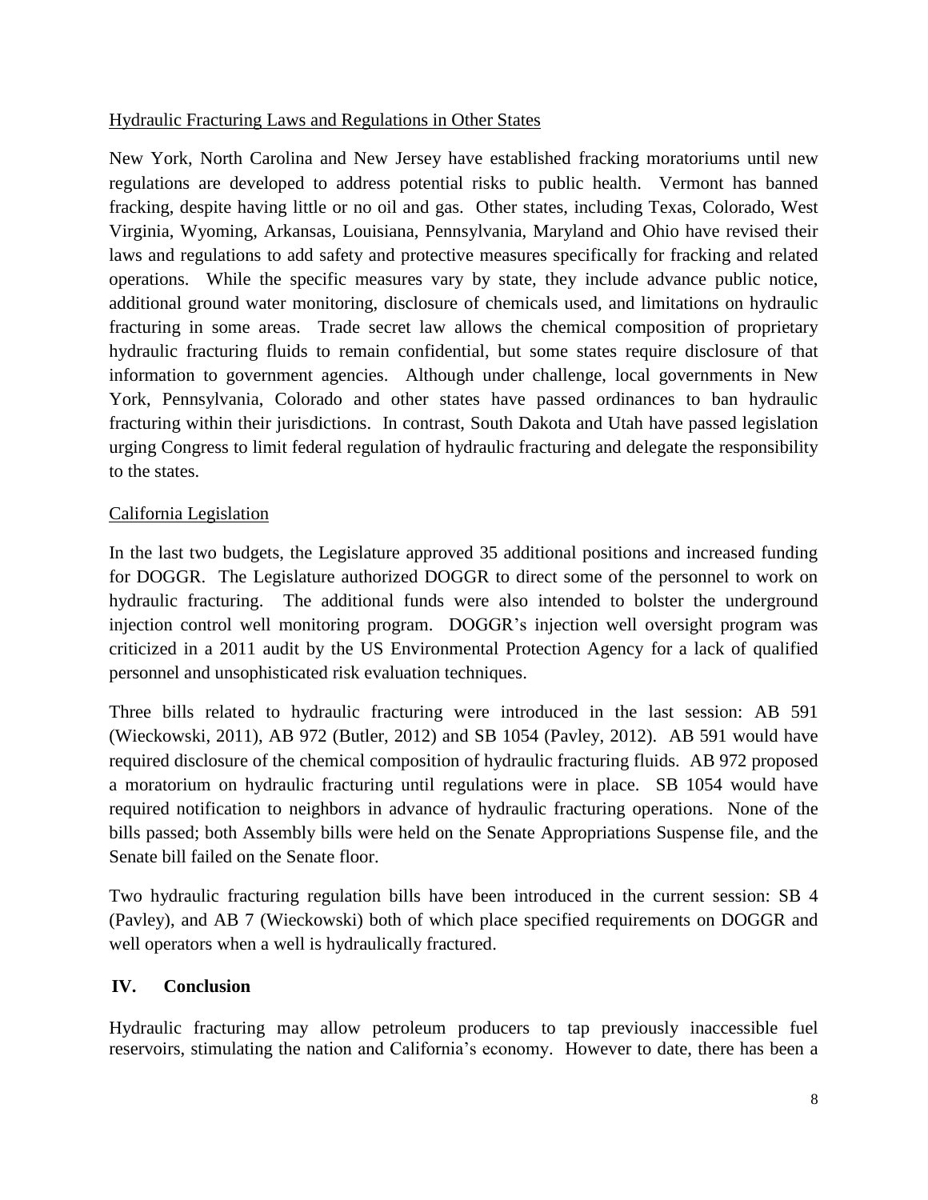Hydraulic Fracturing Laws and Regulations in Other States

New York, North Carolina and New Jersey have established fracking moratoriums until new regulations are developed to address potential risks to public health. Vermont has banned fracking, despite having little or no oil and gas. Other states, including Texas, Colorado, West Virginia, Wyoming, Arkansas, Louisiana, Pennsylvania, Maryland and Ohio have revised their laws and regulations to add safety and protective measures specifically for fracking and related operations. While the specific measures vary by state, they include advance public notice, additional ground water monitoring, disclosure of chemicals used, and limitations on hydraulic fracturing in some areas. Trade secret law allows the chemical composition of proprietary hydraulic fracturing fluids to remain confidential, but some states require disclosure of that information to government agencies. Although under challenge, local governments in New York, Pennsylvania, Colorado and other states have passed ordinances to ban hydraulic fracturing within their jurisdictions. In contrast, South Dakota and Utah have passed legislation urging Congress to limit federal regulation of hydraulic fracturing and delegate the responsibility to the states.

California Legislation

In the last two budgets, the Legislature approved 35 additional positions and increased funding for DOGGR. The Legislature authorized DOGGR to direct some of the personnel to work on hydraulic fracturing. The additional funds were also intended to bolster the underground injection control well monitoring program. DOGGR's injection well oversight program was criticized in a 2011 audit by the US Environmental Protection Agency for a lack of qualified personnel and unsophisticated risk evaluation techniques.

Three bills related to hydraulic fracturing were introduced in the last session: AB 591 (Wieckowski, 2011), AB 972 (Butler, 2012) and SB 1054 (Pavley, 2012). AB 591 would have required disclosure of the chemical composition of hydraulic fracturing fluids. AB 972 proposed a moratorium on hydraulic fracturing until regulations were in place. SB 1054 would have required notification to neighbors in advance of hydraulic fracturing operations. None of the bills passed; both Assembly bills were held on the Senate Appropriations Suspense file, and the Senate bill failed on the Senate floor.

Two hydraulic fracturing regulation bills have been introduced in the current session: SB 4 (Pavley), and AB 7 (Wieckowski) both of which place specified requirements on DOGGR and well operators when a well is hydraulically fractured.

## IV. Conclusion

Hydraulic fracturing may allow petroleum producers to tap previously inaccessible fuel reservoirs, stimulating the nation and California's economy. However to date, there has been a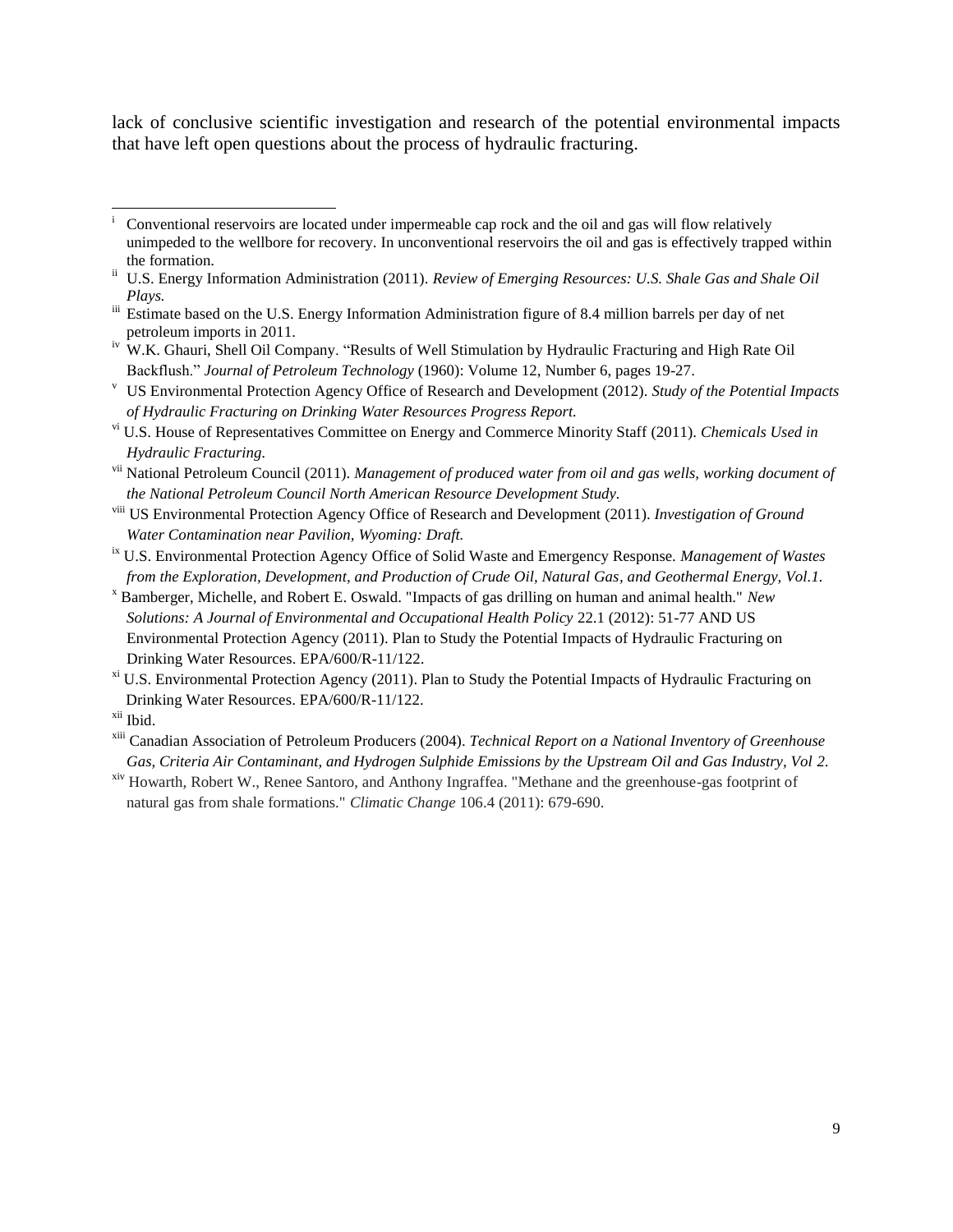lack of conclusive scientific investigation and research of the potential environmental impacts that have left open questions about the process of hydraulic fracturing.

---

[i] Conventional reservoirs are located under impermeable cap rock and the oil and gas will flow relatively unimpeded to the wellbore for recovery. In unconventional reservoirs the oil and gas is effectively trapped within the formation.

[ii] U.S. Energy Information Administration (2011). *Review of Emerging Resources: U.S. Shale Gas and Shale Oil Plays.*

[iii] Estimate based on the U.S. Energy Information Administration figure of 8.4 million barrels per day of net petroleum imports in 2011.

[iv] W.K. Ghauri, Shell Oil Company. "Results of Well Stimulation by Hydraulic Fracturing and High Rate Oil Backflush." *Journal of Petroleum Technology* (1960): Volume 12, Number 6, pages 19-27.

[v] US Environmental Protection Agency Office of Research and Development (2012). *Study of the Potential Impacts of Hydraulic Fracturing on Drinking Water Resources Progress Report.*

[vi] U.S. House of Representatives Committee on Energy and Commerce Minority Staff (2011). *Chemicals Used in Hydraulic Fracturing.*

[vii] National Petroleum Council (2011). *Management of produced water from oil and gas wells, working document of the National Petroleum Council North American Resource Development Study.*

[viii] US Environmental Protection Agency Office of Research and Development (2011). *Investigation of Ground Water Contamination near Pavilion, Wyoming: Draft.*

[ix] U.S. Environmental Protection Agency Office of Solid Waste and Emergency Response. *Management of Wastes from the Exploration, Development, and Production of Crude Oil, Natural Gas, and Geothermal Energy, Vol.1.*

[x] Bamberger, Michelle, and Robert E. Oswald. "Impacts of gas drilling on human and animal health." *New Solutions: A Journal of Environmental and Occupational Health Policy* 22.1 (2012): 51-77 AND US Environmental Protection Agency (2011). Plan to Study the Potential Impacts of Hydraulic Fracturing on Drinking Water Resources. EPA/600/R-11/122.

[xi] U.S. Environmental Protection Agency (2011). Plan to Study the Potential Impacts of Hydraulic Fracturing on Drinking Water Resources. EPA/600/R-11/122.

[xii] Ibid.

[xiii] Canadian Association of Petroleum Producers (2004). *Technical Report on a National Inventory of Greenhouse Gas, Criteria Air Contaminant, and Hydrogen Sulphide Emissions by the Upstream Oil and Gas Industry, Vol 2.*

[xiv] Howarth, Robert W., Renee Santoro, and Anthony Ingraffea. "Methane and the greenhouse-gas footprint of natural gas from shale formations." *Climatic Change* 106.4 (2011): 679-690.